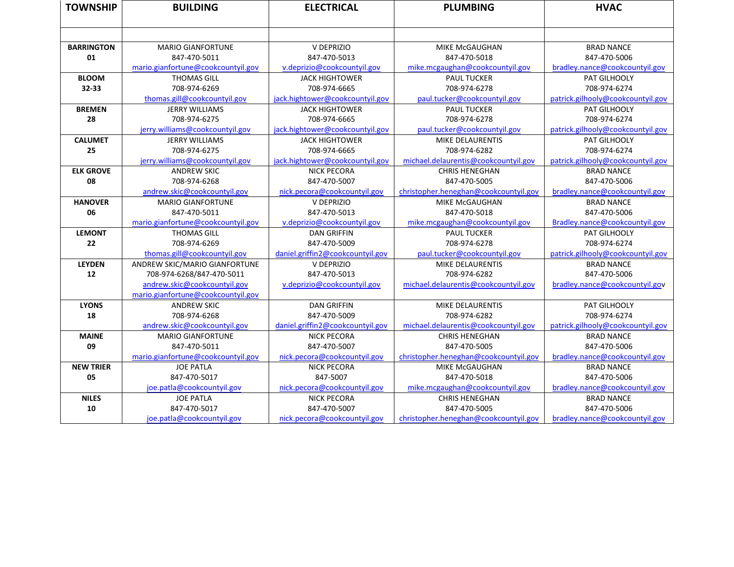| TOWNSHIP | BUILDING | ELECTRICAL | PLUMBING | HVAC |
|---|---|---|---|---|
| | | | | |
| **BARRINGTON 01** | MARIO GIANFORTUNE 847-470-5011 mario.gianfortune@cookcountyil.gov | V DEPRIZIO 847-470-5013 v.deprizio@cookcountyil.gov | MIKE McGAUGHAN 847-470-5018 mike.mcgaughan@cookcountyil.gov | BRAD NANCE 847-470-5006 bradley.nance@cookcountyil.gov |
| **BLOOM 32-33** | THOMAS GILL 708-974-6269 thomas.gill@cookcountyil.gov | JACK HIGHTOWER 708-974-6665 jack.hightower@cookcountyil.gov | PAUL TUCKER 708-974-6278 paul.tucker@cookcountyil.gov | PAT GILHOOLY 708-974-6274 patrick.gilhooly@cookcountyil.gov |
| **BREMEN 28** | JERRY WILLIAMS 708-974-6275 jerry.williams@cookcountyil.gov | JACK HIGHTOWER 708-974-6665 jack.hightower@cookcountyil.gov | PAUL TUCKER 708-974-6278 paul.tucker@cookcountyil.gov | PAT GILHOOLY 708-974-6274 patrick.gilhooly@cookcountyil.gov |
| **CALUMET 25** | JERRY WILLIAMS 708-974-6275 jerry.williams@cookcountyil.gov | JACK HIGHTOWER 708-974-6665 jack.hightower@cookcountyil.gov | MIKE DELAURENTIS 708-974-6282 michael.delaurentis@cookcountyil.gov | PAT GILHOOLY 708-974-6274 patrick.gilhooly@cookcountyil.gov |
| **ELK GROVE 08** | ANDREW SKIC 708-974-6268 andrew.skic@cookcountyil.gov | NICK PECORA 847-470-5007 nick.pecora@cookcountyil.gov | CHRIS HENEGHAN 847-470-5005 christopher.heneghan@cookcountyil.gov | BRAD NANCE 847-470-5006 bradley.nance@cookcountyil.gov |
| **HANOVER 06** | MARIO GIANFORTUNE 847-470-5011 mario.gianfortune@cookcountyil.gov | V DEPRIZIO 847-470-5013 v.deprizio@cookcountyil.gov | MIKE McGAUGHAN 847-470-5018 mike.mcgaughan@cookcountyil.gov | BRAD NANCE 847-470-5006 Bradley.nance@cookcountyil.gov |
| **LEMONT 22** | THOMAS GILL 708-974-6269 thomas.gill@cookcountyil.gov | DAN GRIFFIN 847-470-5009 daniel.griffin2@cookcountyil.gov | PAUL TUCKER 708-974-6278 paul.tucker@cookcountyil.gov | PAT GILHOOLY 708-974-6274 patrick.gilhooly@cookcountyil.gov |
| **LEYDEN 12** | ANDREW SKIC/MARIO GIANFORTUNE 708-974-6268/847-470-5011 andrew.skic@cookcountyil.gov mario.gianfortune@cookcountyil.gov | V DEPRIZIO 847-470-5013 v.deprizio@cookcountyil.gov | MIKE DELAURENTIS 708-974-6282 michael.delaurentis@cookcountyil.gov | BRAD NANCE 847-470-5006 bradley.nance@cookcountyil.gov |
| **LYONS 18** | ANDREW SKIC 708-974-6268 andrew.skic@cookcountyil.gov | DAN GRIFFIN 847-470-5009 daniel.griffin2@cookcountyil.gov | MIKE DELAURENTIS 708-974-6282 michael.delaurentis@cookcountyil.gov | PAT GILHOOLY 708-974-6274 patrick.gilhooly@cookcountyil.gov |
| **MAINE 09** | MARIO GIANFORTUNE 847-470-5011 mario.gianfortune@cookcountyil.gov | NICK PECORA 847-470-5007 nick.pecora@cookcountyil.gov | CHRIS HENEGHAN 847-470-5005 christopher.heneghan@cookcountyil.gov | BRAD NANCE 847-470-5006 bradley.nance@cookcountyil.gov |
| **NEW TRIER 05** | JOE PATLA 847-470-5017 joe.patla@cookcountyil.gov | NICK PECORA 847-5007 nick.pecora@cookcountyil.gov | MIKE McGAUGHAN 847-470-5018 mike.mcgaughan@cookcountyil.gov | BRAD NANCE 847-470-5006 bradley.nance@cookcountyil.gov |
| **NILES 10** | JOE PATLA 847-470-5017 joe.patla@cookcountyil.gov | NICK PECORA 847-470-5007 nick.pecora@cookcountyil.gov | CHRIS HENEGHAN 847-470-5005 christopher.heneghan@cookcountyil.gov | BRAD NANCE 847-470-5006 bradley.nance@cookcountyil.gov |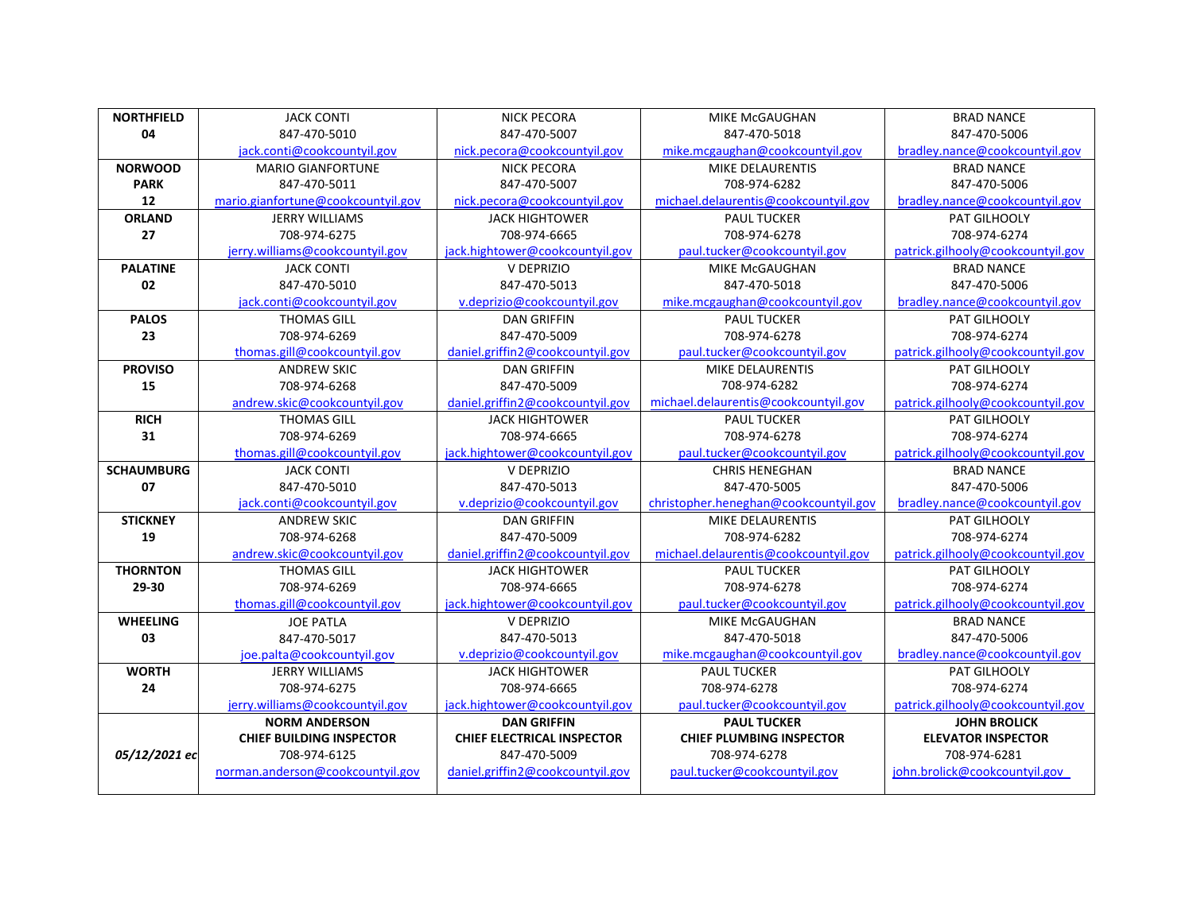| | | | | |
|---|---|---|---|---|
| **NORTHFIELD**<br>**04** | JACK CONTI<br>847-470-5010<br>jack.conti@cookcountyil.gov | NICK PECORA<br>847-470-5007<br>nick.pecora@cookcountyil.gov | MIKE McGAUGHAN<br>847-470-5018<br>mike.mcgaughan@cookcountyil.gov | BRAD NANCE<br>847-470-5006<br>bradley.nance@cookcountyil.gov |
| **NORWOOD**<br>**PARK**<br>**12** | MARIO GIANFORTUNE<br>847-470-5011<br>mario.gianfortune@cookcountyil.gov | NICK PECORA<br>847-470-5007<br>nick.pecora@cookcountyil.gov | MIKE DELAURENTIS<br>708-974-6282<br>michael.delaurentis@cookcountyil.gov | BRAD NANCE<br>847-470-5006<br>bradley.nance@cookcountyil.gov |
| **ORLAND**<br>**27** | JERRY WILLIAMS<br>708-974-6275<br>jerry.williams@cookcountyil.gov | JACK HIGHTOWER<br>708-974-6665<br>jack.hightower@cookcountyil.gov | PAUL TUCKER<br>708-974-6278<br>paul.tucker@cookcountyil.gov | PAT GILHOOLY<br>708-974-6274<br>patrick.gilhooly@cookcountyil.gov |
| **PALATINE**<br>**02** | JACK CONTI<br>847-470-5010<br>jack.conti@cookcountyil.gov | V DEPRIZIO<br>847-470-5013<br>v.deprizio@cookcountyil.gov | MIKE McGAUGHAN<br>847-470-5018<br>mike.mcgaughan@cookcountyil.gov | BRAD NANCE<br>847-470-5006<br>bradley.nance@cookcountyil.gov |
| **PALOS**<br>**23** | THOMAS GILL<br>708-974-6269<br>thomas.gill@cookcountyil.gov | DAN GRIFFIN<br>847-470-5009<br>daniel.griffin2@cookcountyil.gov | PAUL TUCKER<br>708-974-6278<br>paul.tucker@cookcountyil.gov | PAT GILHOOLY<br>708-974-6274<br>patrick.gilhooly@cookcountyil.gov |
| **PROVISO**<br>**15** | ANDREW SKIC<br>708-974-6268<br>andrew.skic@cookcountyil.gov | DAN GRIFFIN<br>847-470-5009<br>daniel.griffin2@cookcountyil.gov | MIKE DELAURENTIS<br>708-974-6282<br>michael.delaurentis@cookcountyil.gov | PAT GILHOOLY<br>708-974-6274<br>patrick.gilhooly@cookcountyil.gov |
| **RICH**<br>**31** | THOMAS GILL<br>708-974-6269<br>thomas.gill@cookcountyil.gov | JACK HIGHTOWER<br>708-974-6665<br>jack.hightower@cookcountyil.gov | PAUL TUCKER<br>708-974-6278<br>paul.tucker@cookcountyil.gov | PAT GILHOOLY<br>708-974-6274<br>patrick.gilhooly@cookcountyil.gov |
| **SCHAUMBURG**<br>**07** | JACK CONTI<br>847-470-5010<br>jack.conti@cookcountyil.gov | V DEPRIZIO<br>847-470-5013<br>v.deprizio@cookcountyil.gov | CHRIS HENEGHAN<br>847-470-5005<br>christopher.heneghan@cookcountyil.gov | BRAD NANCE<br>847-470-5006<br>bradley.nance@cookcountyil.gov |
| **STICKNEY**<br>**19** | ANDREW SKIC<br>708-974-6268<br>andrew.skic@cookcountyil.gov | DAN GRIFFIN<br>847-470-5009<br>daniel.griffin2@cookcountyil.gov | MIKE DELAURENTIS<br>708-974-6282<br>michael.delaurentis@cookcountyil.gov | PAT GILHOOLY<br>708-974-6274<br>patrick.gilhooly@cookcountyil.gov |
| **THORNTON**<br>**29-30** | THOMAS GILL<br>708-974-6269<br>thomas.gill@cookcountyil.gov | JACK HIGHTOWER<br>708-974-6665<br>jack.hightower@cookcountyil.gov | PAUL TUCKER<br>708-974-6278<br>paul.tucker@cookcountyil.gov | PAT GILHOOLY<br>708-974-6274<br>patrick.gilhooly@cookcountyil.gov |
| **WHEELING**<br>**03** | JOE PATLA<br>847-470-5017<br>joe.palta@cookcountyil.gov | V DEPRIZIO<br>847-470-5013<br>v.deprizio@cookcountyil.gov | MIKE McGAUGHAN<br>847-470-5018<br>mike.mcgaughan@cookcountyil.gov | BRAD NANCE<br>847-470-5006<br>bradley.nance@cookcountyil.gov |
| **WORTH**<br>**24** | JERRY WILLIAMS<br>708-974-6275<br>jerry.williams@cookcountyil.gov | JACK HIGHTOWER<br>708-974-6665<br>jack.hightower@cookcountyil.gov | PAUL TUCKER<br>708-974-6278<br>paul.tucker@cookcountyil.gov | PAT GILHOOLY<br>708-974-6274<br>patrick.gilhooly@cookcountyil.gov |
| ***05/12/2021 ec*** | **NORM ANDERSON**<br>**CHIEF BUILDING INSPECTOR**<br>708-974-6125<br>norman.anderson@cookcountyil.gov | **DAN GRIFFIN**<br>**CHIEF ELECTRICAL INSPECTOR**<br>847-470-5009<br>daniel.griffin2@cookcountyil.gov | **PAUL TUCKER**<br>**CHIEF PLUMBING INSPECTOR**<br>708-974-6278<br>paul.tucker@cookcountyil.gov | **JOHN BROLICK**<br>**ELEVATOR INSPECTOR**<br>708-974-6281<br>john.brolick@cookcountyil.gov |